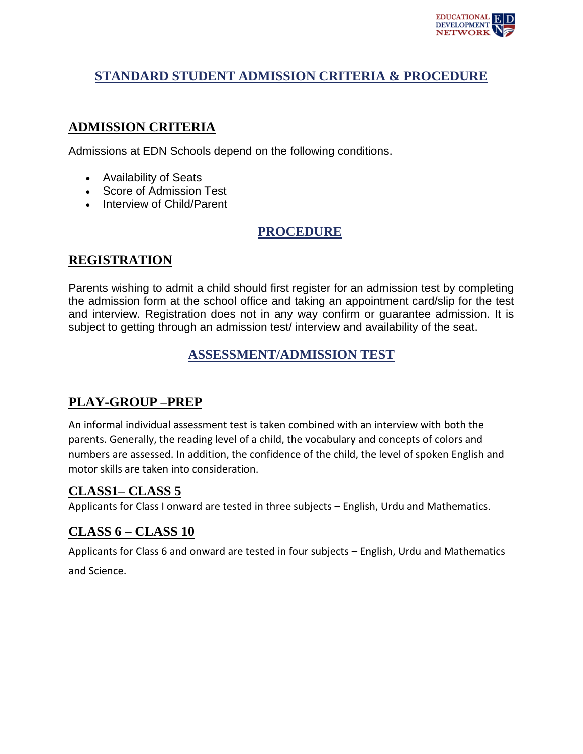# STANDARD STUDENT ADMISSION CRITERIA & PROCEDURE

## ADMISSION CRITERIA

Admissions at EDN Schools depend on the following conditions.

- Availability of Seats
- Score of Admission Test
- Interview of Child/Parent

## PROCEDURE

### REGISTRATION

Parents wishing to admit a child should first register for an admission test by completing the admission form at the school office and taking an appointment card/slip for the test and interview. Registration does not in any way confirm or guarantee admission. It is subject to getting through an admission test/ interview and availability of the seat.

## ASSESSMENT/ADMISSION TEST

### PLAY-GROUP –PREP

An informal individual assessment test is taken combined with an interview with both the parents. Generally, the reading level of a child, the vocabulary and concepts of colors and numbers are assessed. In addition, the confidence of the child, the level of spoken English and motor skills are taken into consideration.

### CLASS1– CLASS 5

Applicants for Class I onward are tested in three subjects – English, Urdu and Mathematics.

### CLASS 6 – CLASS 10

Applicants for Class 6 and onward are tested in four subjects – English, Urdu and Mathematics and Science.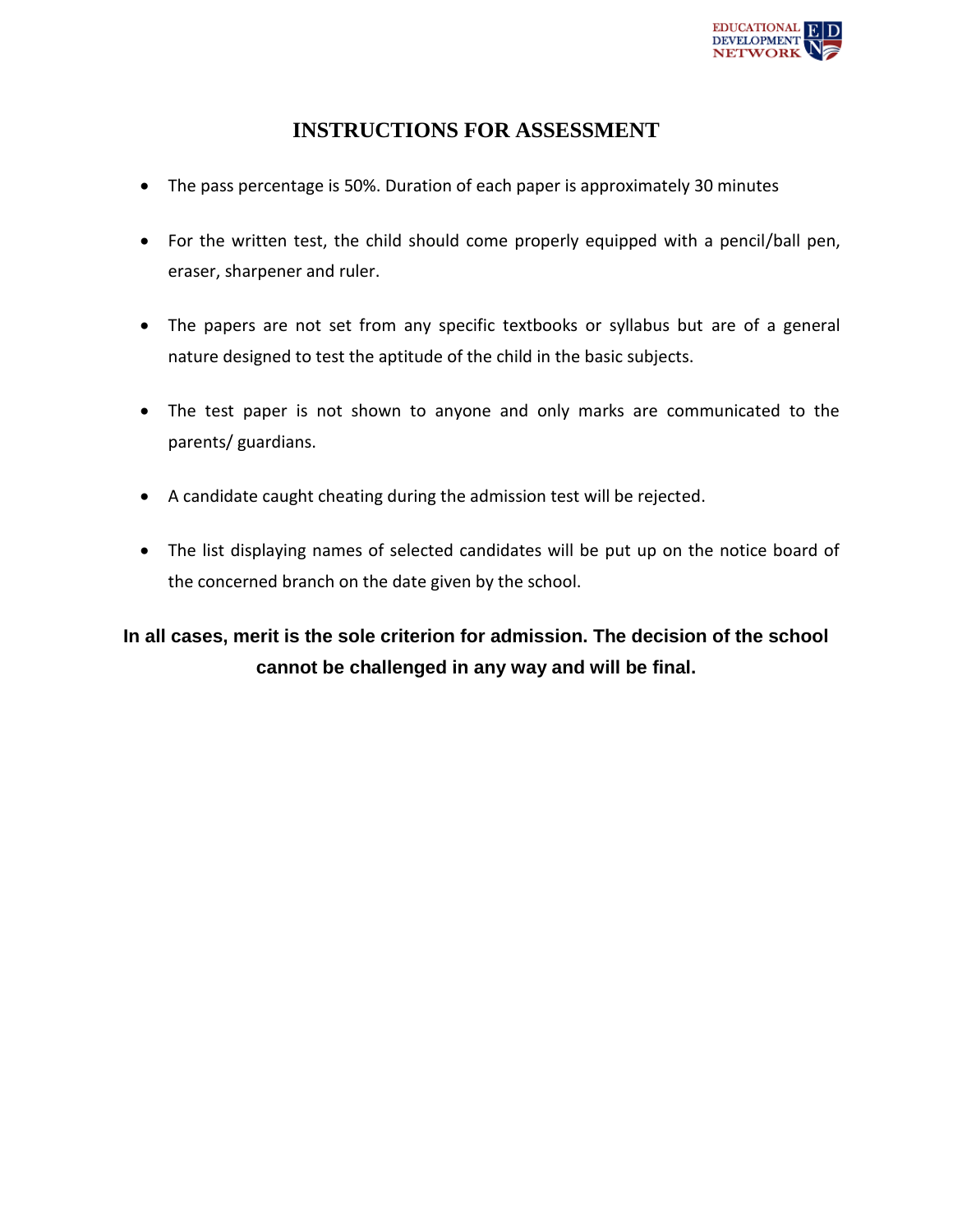# INSTRUCTIONS FOR ASSESSMENT

- The pass percentage is 50%. Duration of each paper is approximately 30 minutes
- For the written test, the child should come properly equipped with a pencil/ball pen, eraser, sharpener and ruler.
- The papers are not set from any specific textbooks or syllabus but are of a general nature designed to test the aptitude of the child in the basic subjects.
- The test paper is not shown to anyone and only marks are communicated to the parents/ guardians.
- A candidate caught cheating during the admission test will be rejected.
- The list displaying names of selected candidates will be put up on the notice board of the concerned branch on the date given by the school.

**In all cases, merit is the sole criterion for admission. The decision of the school cannot be challenged in any way and will be final.**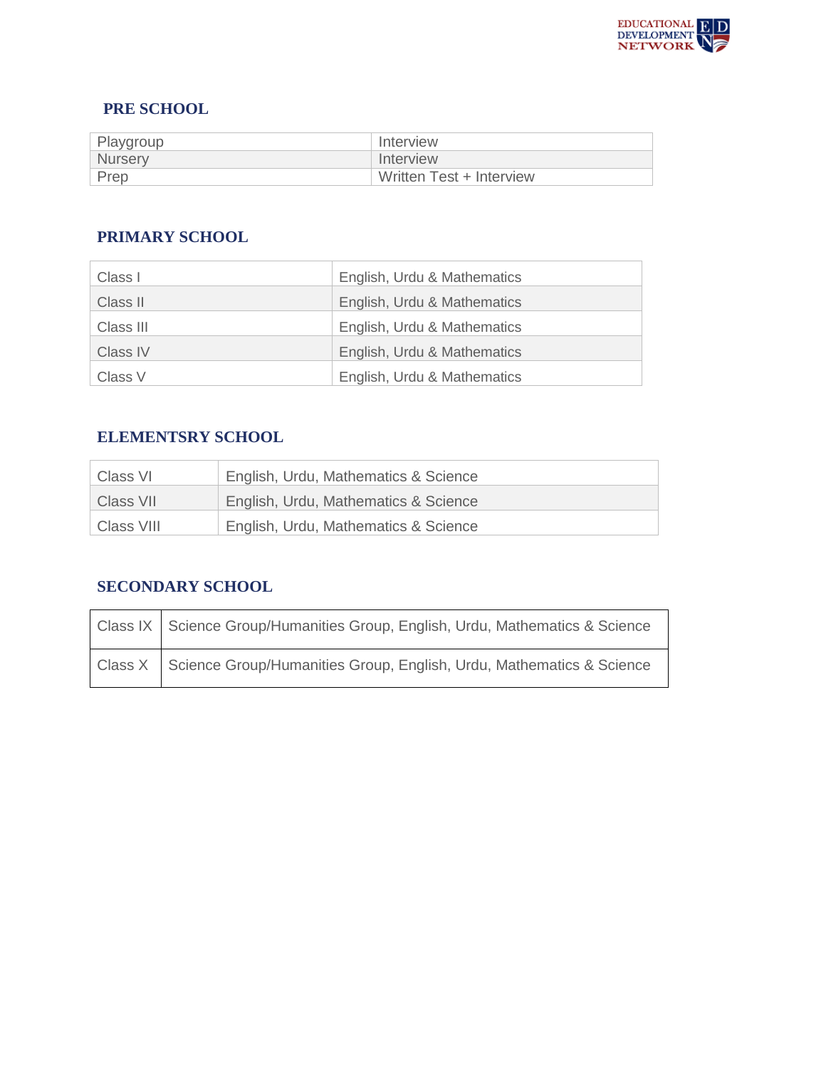## PRE SCHOOL

| | |
|---|---|
| Playgroup | Interview |
| Nursery | Interview |
| Prep | Written Test + Interview |

## PRIMARY SCHOOL

| | |
|---|---|
| Class I | English, Urdu & Mathematics |
| Class II | English, Urdu & Mathematics |
| Class III | English, Urdu & Mathematics |
| Class IV | English, Urdu & Mathematics |
| Class V | English, Urdu & Mathematics |

## ELEMENTSRY SCHOOL

| | |
|---|---|
| Class VI | English, Urdu, Mathematics & Science |
| Class VII | English, Urdu, Mathematics & Science |
| Class VIII | English, Urdu, Mathematics & Science |

## SECONDARY SCHOOL

| | |
|---|---|
| Class IX | Science Group/Humanities Group, English, Urdu, Mathematics & Science |
| Class X | Science Group/Humanities Group, English, Urdu, Mathematics & Science |